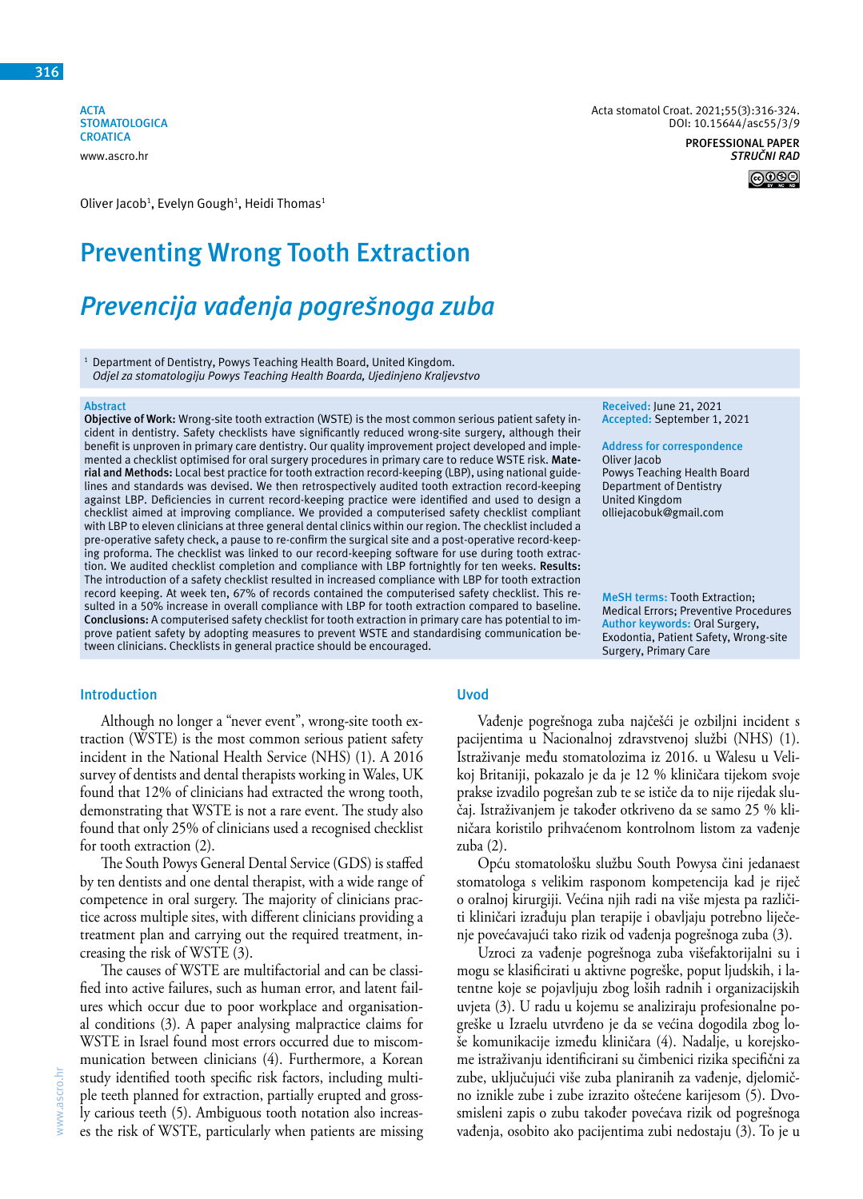ACTA STOMATOLOGICA CROATICA
www.ascro.hr

Acta stomatol Croat. 2021;55(3):316-324.
DOI: 10.15644/asc55/3/9

**PROFESSIONAL PAPER**
***STRUČNI RAD***

Oliver Jacob[1], Evelyn Gough[1], Heidi Thomas[1]

# Preventing Wrong Tooth Extraction

# *Prevencija vađenja pogrešnoga zuba*

[1] Department of Dentistry, Powys Teaching Health Board, United Kingdom.
*Odjel za stomatologiju Powys Teaching Health Boarda, Ujedinjeno Kraljevstvo*

## Abstract

**Objective of Work:** Wrong-site tooth extraction (WSTE) is the most common serious patient safety incident in dentistry. Safety checklists have significantly reduced wrong-site surgery, although their benefit is unproven in primary care dentistry. Our quality improvement project developed and implemented a checklist optimised for oral surgery procedures in primary care to reduce WSTE risk. **Material and Methods:** Local best practice for tooth extraction record-keeping (LBP), using national guidelines and standards was devised. We then retrospectively audited tooth extraction record-keeping against LBP. Deficiencies in current record-keeping practice were identified and used to design a checklist aimed at improving compliance. We provided a computerised safety checklist compliant with LBP to eleven clinicians at three general dental clinics within our region. The checklist included a pre-operative safety check, a pause to re-confirm the surgical site and a post-operative record-keeping proforma. The checklist was linked to our record-keeping software for use during tooth extraction. We audited checklist completion and compliance with LBP fortnightly for ten weeks. **Results:** The introduction of a safety checklist resulted in increased compliance with LBP for tooth extraction record keeping. At week ten, 67% of records contained the computerised safety checklist. This resulted in a 50% increase in overall compliance with LBP for tooth extraction compared to baseline. **Conclusions:** A computerised safety checklist for tooth extraction in primary care has potential to improve patient safety by adopting measures to prevent WSTE and standardising communication between clinicians. Checklists in general practice should be encouraged.

**Received:** June 21, 2021
**Accepted:** September 1, 2021

**Address for correspondence**
Oliver Jacob
Powys Teaching Health Board
Department of Dentistry
United Kingdom
olliejacobuk@gmail.com

**MeSH terms:** Tooth Extraction; Medical Errors; Preventive Procedures
**Author keywords:** Oral Surgery, Exodontia, Patient Safety, Wrong-site Surgery, Primary Care

## Introduction

Although no longer a "never event", wrong-site tooth extraction (WSTE) is the most common serious patient safety incident in the National Health Service (NHS) (1). A 2016 survey of dentists and dental therapists working in Wales, UK found that 12% of clinicians had extracted the wrong tooth, demonstrating that WSTE is not a rare event. The study also found that only 25% of clinicians used a recognised checklist for tooth extraction (2).

The South Powys General Dental Service (GDS) is staffed by ten dentists and one dental therapist, with a wide range of competence in oral surgery. The majority of clinicians practice across multiple sites, with different clinicians providing a treatment plan and carrying out the required treatment, increasing the risk of WSTE (3).

The causes of WSTE are multifactorial and can be classified into active failures, such as human error, and latent failures which occur due to poor workplace and organisational conditions (3). A paper analysing malpractice claims for WSTE in Israel found most errors occurred due to miscommunication between clinicians (4). Furthermore, a Korean study identified tooth specific risk factors, including multiple teeth planned for extraction, partially erupted and grossly carious teeth (5). Ambiguous tooth notation also increases the risk of WSTE, particularly when patients are missing

## Uvod

Vađenje pogrešnoga zuba najčešći je ozbiljni incident s pacijentima u Nacionalnoj zdravstvenoj službi (NHS) (1). Istraživanje među stomatolozima iz 2016. u Walesu u Velikoj Britaniji, pokazalo je da je 12 % kliničara tijekom svoje prakse izvadilo pogrešan zub te se ističe da to nije rijedak slučaj. Istraživanjem je također otkriveno da se samo 25 % kliničara koristilo prihvaćenom kontrolnom listom za vađenje zuba (2).

Opću stomatološku službu South Powysa čini jedanaest stomatologa s velikim rasponom kompetencija kad je riječ o oralnoj kirurgiji. Većina njih radi na više mjesta pa različiti kliničari izrađuju plan terapije i obavljaju potrebno liječenje povećavajući tako rizik od vađenja pogrešnoga zuba (3).

Uzroci za vađenje pogrešnoga zuba višefaktorijalni su i mogu se klasificirati u aktivne pogreške, poput ljudskih, i latentne koje se pojavljuju zbog loših radnih i organizacijskih uvjeta (3). U radu u kojemu se analiziraju profesionalne pogreške u Izraelu utvrđeno je da se većina dogodila zbog loše komunikacije između kliničara (4). Nadalje, u korejskome istraživanju identificirani su čimbenici rizika specifični za zube, uključujući više zuba planiranih za vađenje, djelomično iznikle zube i zube izrazito oštećene karijesom (5). Dvosmisleni zapis o zubu također povećava rizik od pogrešnoga vađenja, osobito ako pacijentima zubi nedostaju (3). To je u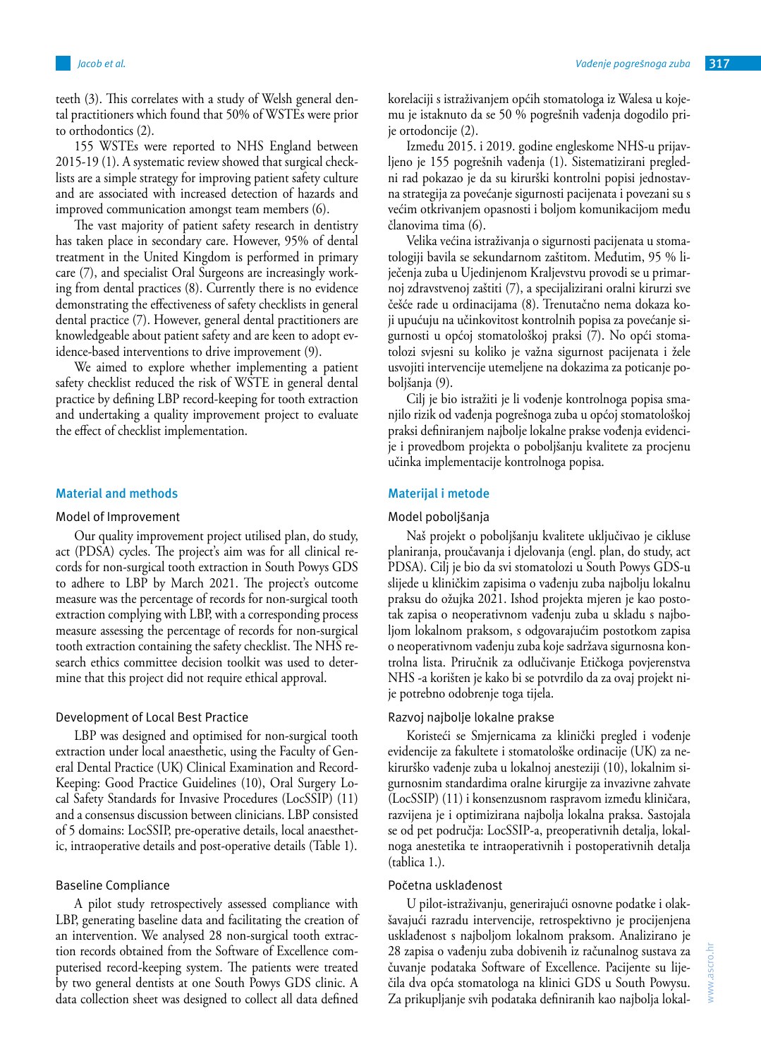teeth (3). This correlates with a study of Welsh general dental practitioners which found that 50% of WSTEs were prior to orthodontics (2).

155 WSTEs were reported to NHS England between 2015-19 (1). A systematic review showed that surgical checklists are a simple strategy for improving patient safety culture and are associated with increased detection of hazards and improved communication amongst team members (6).

The vast majority of patient safety research in dentistry has taken place in secondary care. However, 95% of dental treatment in the United Kingdom is performed in primary care (7), and specialist Oral Surgeons are increasingly working from dental practices (8). Currently there is no evidence demonstrating the effectiveness of safety checklists in general dental practice (7). However, general dental practitioners are knowledgeable about patient safety and are keen to adopt evidence-based interventions to drive improvement (9).

We aimed to explore whether implementing a patient safety checklist reduced the risk of WSTE in general dental practice by defining LBP record-keeping for tooth extraction and undertaking a quality improvement project to evaluate the effect of checklist implementation.

## Material and methods

### Model of Improvement

Our quality improvement project utilised plan, do study, act (PDSA) cycles. The project's aim was for all clinical records for non-surgical tooth extraction in South Powys GDS to adhere to LBP by March 2021. The project's outcome measure was the percentage of records for non-surgical tooth extraction complying with LBP, with a corresponding process measure assessing the percentage of records for non-surgical tooth extraction containing the safety checklist. The NHS research ethics committee decision toolkit was used to determine that this project did not require ethical approval.

### Development of Local Best Practice

LBP was designed and optimised for non-surgical tooth extraction under local anaesthetic, using the Faculty of General Dental Practice (UK) Clinical Examination and Record-Keeping: Good Practice Guidelines (10), Oral Surgery Local Safety Standards for Invasive Procedures (LocSSIP) (11) and a consensus discussion between clinicians. LBP consisted of 5 domains: LocSSIP, pre-operative details, local anaesthetic, intraoperative details and post-operative details (Table 1).

### Baseline Compliance

A pilot study retrospectively assessed compliance with LBP, generating baseline data and facilitating the creation of an intervention. We analysed 28 non-surgical tooth extraction records obtained from the Software of Excellence computerised record-keeping system. The patients were treated by two general dentists at one South Powys GDS clinic. A data collection sheet was designed to collect all data defined

korelaciji s istraživanjem općih stomatologa iz Walesa u kojemu je istaknuto da se 50 % pogrešnih vađenja dogodilo prije ortodoncije (2).

Između 2015. i 2019. godine engleskome NHS-u prijavljeno je 155 pogrešnih vađenja (1). Sistematizirani pregledni rad pokazao je da su kirurški kontrolni popisi jednostavna strategija za povećanje sigurnosti pacijenata i povezani su s većim otkrivanjem opasnosti i boljom komunikacijom među članovima tima (6).

Velika većina istraživanja o sigurnosti pacijenata u stomatologiji bavila se sekundarnom zaštitom. Međutim, 95 % liječenja zuba u Ujedinjenom Kraljevstvu provodi se u primarnoj zdravstvenoj zaštiti (7), a specijalizirani oralni kirurzi sve češće rade u ordinacijama (8). Trenutačno nema dokaza koji upućuju na učinkovitost kontrolnih popisa za povećanje sigurnosti u općoj stomatološkoj praksi (7). No opći stomatolozi svjesni su koliko je važna sigurnost pacijenata i žele usvojiti intervencije utemeljene na dokazima za poticanje poboljšanja (9).

Cilj je bio istražiti je li vođenje kontrolnoga popisa smanjilo rizik od vađenja pogrešnoga zuba u općoj stomatološkoj praksi definiranjem najbolje lokalne prakse vođenja evidencije i provedbom projekta o poboljšanju kvalitete za procjenu učinka implementacije kontrolnoga popisa.

## Materijal i metode

### Model poboljšanja

Naš projekt o poboljšanju kvalitete uključivao je cikluse planiranja, proučavanja i djelovanja (engl. plan, do study, act PDSA). Cilj je bio da svi stomatolozi u South Powys GDS-u slijede u kliničkim zapisima o vađenju zuba najbolju lokalnu praksu do ožujka 2021. Ishod projekta mjeren je kao postotak zapisa o neoperativnom vađenju zuba u skladu s najboljom lokalnom praksom, s odgovarajućim postotkom zapisa o neoperativnom vađenju zuba koje sadržava sigurnosna kontrolna lista. Priručnik za odlučivanje Etičkoga povjerenstva NHS -a korišten je kako bi se potvrdilo da za ovaj projekt nije potrebno odobrenje toga tijela.

### Razvoj najbolje lokalne prakse

Koristeći se Smjernicama za klinički pregled i vođenje evidencije za fakultete i stomatološke ordinacije (UK) za nekirurško vađenje zuba u lokalnoj anesteziji (10), lokalnim sigurnosnim standardima oralne kirurgije za invazivne zahvate (LocSSIP) (11) i konsenzusnom raspravom između kliničara, razvijena je i optimizirana najbolja lokalna praksa. Sastojala se od pet područja: LocSSIP-a, preoperativnih detalja, lokalnoga anestetika te intraoperativnih i postoperativnih detalja (tablica 1.).

### Početna usklađenost

U pilot-istraživanju, generirajući osnovne podatke i olakšavajući razradu intervencije, retrospektivno je procijenjena usklađenost s najboljom lokalnom praksom. Analizirano je 28 zapisa o vađenju zuba dobivenih iz računalnog sustava za čuvanje podataka Software of Excellence. Pacijente su liječila dva opća stomatologa na klinici GDS u South Powysu. Za prikupljanje svih podataka definiranih kao najbolja lokal-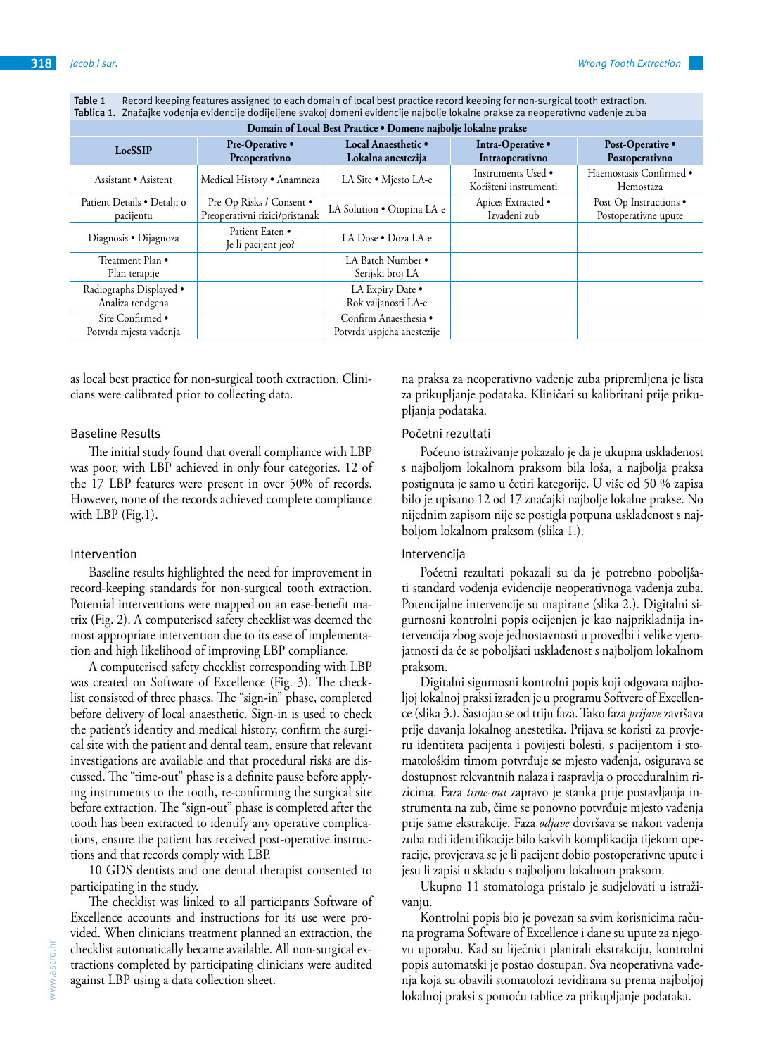**Table 1** Record keeping features assigned to each domain of local best practice record keeping for non-surgical tooth extraction.
**Tablica 1.** Značajke vođenja evidencije dodijeljene svakoj domeni evidencije najbolje lokalne prakse za neoperativno vađenje zuba

| Domain of Local Best Practice • Domene najbolje lokalne prakse | | | | |
|---|---|---|---|---|
| **LocSSIP** | **Pre-Operative • Preoperativno** | **Local Anaesthetic • Lokalna anestezija** | **Intra-Operative • Intraoperativno** | **Post-Operative • Postoperativno** |
| Assistant • Asistent | Medical History • Anamneza | LA Site • Mjesto LA-e | Instruments Used • Korišteni instrumenti | Haemostasis Confirmed • Hemostaza |
| Patient Details • Detalji o pacijentu | Pre-Op Risks / Consent • Preoperativni rizici/pristanak | LA Solution • Otopina LA-e | Apices Extracted • Izvađeni zub | Post-Op Instructions • Postoperativne upute |
| Diagnosis • Dijagnoza | Patient Eaten • Je li pacijent jeo? | LA Dose • Doza LA-e | | |
| Treatment Plan • Plan terapije | | LA Batch Number • Serijski broj LA | | |
| Radiographs Displayed • Analiza rendgena | | LA Expiry Date • Rok valjanosti LA-e | | |
| Site Confirmed • Potvrda mjesta vađenja | | Confirm Anaesthesia • Potvrda uspjeha anestezije | | |

as local best practice for non-surgical tooth extraction. Clinicians were calibrated prior to collecting data.

## Baseline Results

The initial study found that overall compliance with LBP was poor, with LBP achieved in only four categories. 12 of the 17 LBP features were present in over 50% of records. However, none of the records achieved complete compliance with LBP (Fig.1).

## Intervention

Baseline results highlighted the need for improvement in record-keeping standards for non-surgical tooth extraction. Potential interventions were mapped on an ease-benefit matrix (Fig. 2). A computerised safety checklist was deemed the most appropriate intervention due to its ease of implementation and high likelihood of improving LBP compliance.

A computerised safety checklist corresponding with LBP was created on Software of Excellence (Fig. 3). The checklist consisted of three phases. The "sign-in" phase, completed before delivery of local anaesthetic. Sign-in is used to check the patient's identity and medical history, confirm the surgical site with the patient and dental team, ensure that relevant investigations are available and that procedural risks are discussed. The "time-out" phase is a definite pause before applying instruments to the tooth, re-confirming the surgical site before extraction. The "sign-out" phase is completed after the tooth has been extracted to identify any operative complications, ensure the patient has received post-operative instructions and that records comply with LBP.

10 GDS dentists and one dental therapist consented to participating in the study.

The checklist was linked to all participants Software of Excellence accounts and instructions for its use were provided. When clinicians treatment planned an extraction, the checklist automatically became available. All non-surgical extractions completed by participating clinicians were audited against LBP using a data collection sheet.

na praksa za neoperativno vađenje zuba pripremljena je lista za prikupljanje podataka. Kliničari su kalibrirani prije prikupljanja podataka.

## Početni rezultati

Početno istraživanje pokazalo je da je ukupna usklađenost s najboljom lokalnom praksom bila loša, a najbolja praksa postignuta je samo u četiri kategorije. U više od 50 % zapisa bilo je upisano 12 od 17 značajki najbolje lokalne prakse. No nijednim zapisom nije se postigla potpuna usklađenost s najboljom lokalnom praksom (slika 1.).

## Intervencija

Početni rezultati pokazali su da je potrebno poboljšati standard vođenja evidencije neoperativnoga vađenja zuba. Potencijalne intervencije su mapirane (slika 2.). Digitalni sigurnosni kontrolni popis ocijenjen je kao najprikladnija intervencija zbog svoje jednostavnosti u provedbi i velike vjerojatnosti da će se poboljšati usklađenost s najboljom lokalnom praksom.

Digitalni sigurnosni kontrolni popis koji odgovara najboljoj lokalnoj praksi izrađen je u programu Softvere of Excellence (slika 3.). Sastojao se od triju faza. Tako faza *prijave* završava prije davanja lokalnog anestetika. Prijava se koristi za provjeru identiteta pacijenta i povijesti bolesti, s pacijentom i stomatološkim timom potvrđuje se mjesto vađenja, osigurava se dostupnost relevantnih nalaza i raspravlja o proceduralnim rizicima. Faza *time-out* zapravo je stanka prije postavljanja instrumenta na zub, čime se ponovno potvrđuje mjesto vađenja prije same ekstrakcije. Faza *odjave* dovršava se nakon vađenja zuba radi identifikacije bilo kakvih komplikacija tijekom operacije, provjerava se je li pacijent dobio postoperativne upute i jesu li zapisi u skladu s najboljom lokalnom praksom.

Ukupno 11 stomatologa pristalo je sudjelovati u istraživanju.

Kontrolni popis bio je povezan sa svim korisnicima računa programa Software of Excellence i dane su upute za njegovu uporabu. Kad su liječnici planirali ekstrakciju, kontrolni popis automatski je postao dostupan. Sva neoperativna vađenja koja su obavili stomatolozi revidirana su prema najboljoj lokalnoj praksi s pomoću tablice za prikupljanje podataka.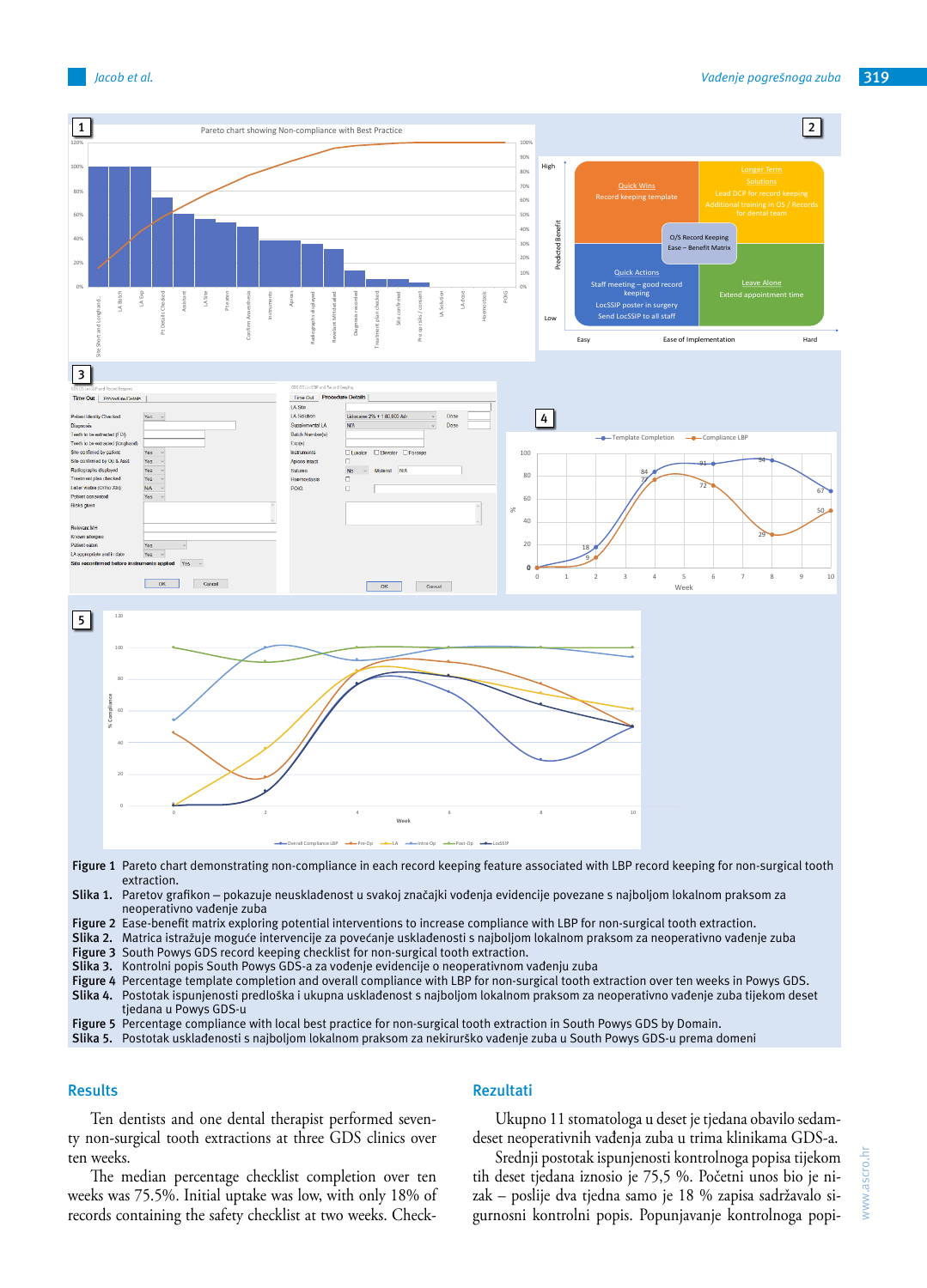1

Pareto chart showing Non-compliance with Best Practice

120%
100%
80%
60%
40%
20%
0%

100%
90%
80%
70%
60%
50%
40%
30%
20%
10%
0%

Site Short and Longhand
LA Batch
LA Exp
Pt Details Checked
Assistant
LA Site
Flexation
Confirm Anaesthesia
Instruments
Aprons
Radiographs displayed
Relevant MH detailed
Diagnosis recorded
Treatment plan checked
Site confirmed
Pre op risks / consent
LA Solution
LA dose
Haemostasis
POIG

2

High
Predicted Benefit
Low

Quick Wins
Record keeping template

Longer Term Solutions
Lead DCP for record keeping
Additional training in OS / Records for dental team

O/S Record Keeping
Ease – Benefit Matrix

Quick Actions
Staff meeting – good record keeping
LocSSIP poster in surgery
Send LocSSIP to all staff

Leave Alone
Extend appointment time

Easy
Ease of Implementation
Hard

3

Time Out
Procedure Details
Patient Identity Checked
Diagnosis
Teeth to be extracted (FDI)
Teeth to be extracted (longhand)
Site confirmed by patient
Site confirmed by DS & Asst
Radiographs displayed
Treatment plan checked
Letter visible (Ortho Xtn)
Patient consented
Risks given
Relevant MH
Known allergies
Patient eaten
LA appropriate and in date
Site reconfirmed before instruments applied
OK
Cancel

Time Out
Procedure Details
LA Site
LA Solution
Supplemental LA
Batch Number(s)
Exp(s)
Instruments
Aprons intact
Sutures
Haemostasis
POIG
Dose
Luxator
Elevator
Forceps
Material
OK
Cancel

4

Template Completion
Compliance LBP

100
80
60
40
20
0
%

0 1 2 3 4 5 6 7 8 9 10
Week

18
9
84
77
91
94
72
29
67
50

5

120
100
80
60
40
20
0
% Compliance

0 2 4 6 8 10
Week

Overall Compliance LBP
Pre-Op
LA
Intra-Op
Post-Op
LocSSIP

**Figure 1** Pareto chart demonstrating non-compliance in each record keeping feature associated with LBP record keeping for non-surgical tooth extraction.
**Slika 1.** Paretov grafikon – pokazuje neusklađenost u svakoj značajki vođenja evidencije povezane s najboljom lokalnom praksom za neoperativno vađenje zuba
**Figure 2** Ease-benefit matrix exploring potential interventions to increase compliance with LBP for non-surgical tooth extraction.
**Slika 2.** Matrica istražuje moguće intervencije za povećanje usklađenosti s najboljom lokalnom praksom za neoperativno vađenje zuba
**Figure 3** South Powys GDS record keeping checklist for non-surgical tooth extraction.
**Slika 3.** Kontrolni popis South Powys GDS-a za vođenje evidencije o neoperativnom vađenju zuba
**Figure 4** Percentage template completion and overall compliance with LBP for non-surgical tooth extraction over ten weeks in Powys GDS.
**Slika 4.** Postotak ispunjenosti predloška i ukupna usklađenost s najboljom lokalnom praksom za neoperativno vađenje zuba tijekom deset tjedana u Powys GDS-u
**Figure 5** Percentage compliance with local best practice for non-surgical tooth extraction in South Powys GDS by Domain.
**Slika 5.** Postotak usklađenosti s najboljom lokalnom praksom za nekirurško vađenje zuba u South Powys GDS-u prema domeni

## Results

Ten dentists and one dental therapist performed seventy non-surgical tooth extractions at three GDS clinics over ten weeks.

The median percentage checklist completion over ten weeks was 75.5%. Initial uptake was low, with only 18% of records containing the safety checklist at two weeks. Check-

## Rezultati

Ukupno 11 stomatologa u deset je tjedana obavilo sedamdeset neoperativnih vađenja zuba u trima klinikama GDS-a.

Srednji postotak ispunjenosti kontrolnoga popisa tijekom tih deset tjedana iznosio je 75,5 %. Početni unos bio je nizak – poslije dva tjedna samo je 18 % zapisa sadržavalo sigurnosni kontrolni popis. Popunjavanje kontrolnoga popi-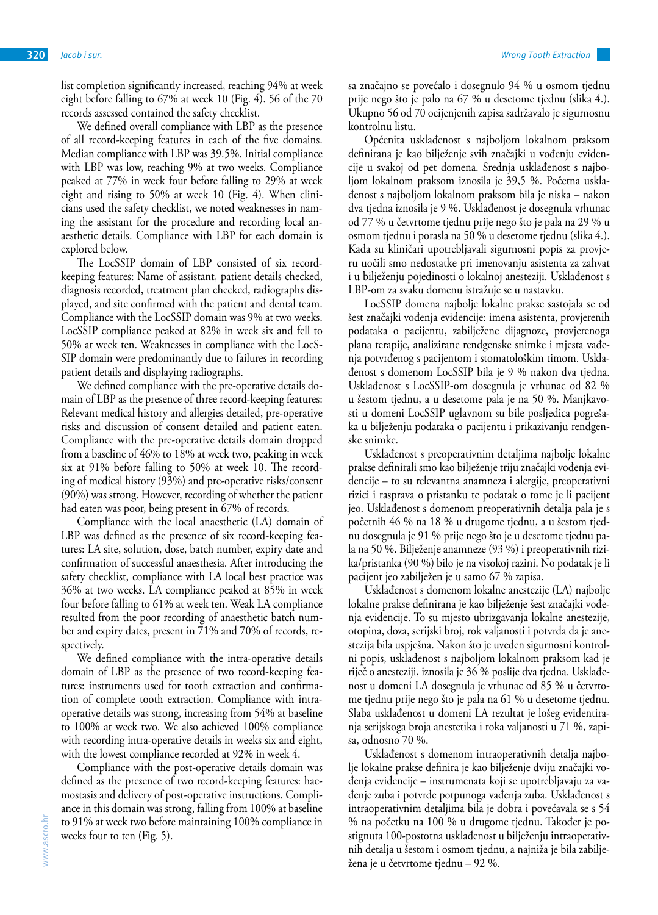list completion significantly increased, reaching 94% at week eight before falling to 67% at week 10 (Fig. 4). 56 of the 70 records assessed contained the safety checklist.

We defined overall compliance with LBP as the presence of all record-keeping features in each of the five domains. Median compliance with LBP was 39.5%. Initial compliance with LBP was low, reaching 9% at two weeks. Compliance peaked at 77% in week four before falling to 29% at week eight and rising to 50% at week 10 (Fig. 4). When clinicians used the safety checklist, we noted weaknesses in naming the assistant for the procedure and recording local anaesthetic details. Compliance with LBP for each domain is explored below.

The LocSSIP domain of LBP consisted of six record-keeping features: Name of assistant, patient details checked, diagnosis recorded, treatment plan checked, radiographs displayed, and site confirmed with the patient and dental team. Compliance with the LocSSIP domain was 9% at two weeks. LocSSIP compliance peaked at 82% in week six and fell to 50% at week ten. Weaknesses in compliance with the LocSSIP domain were predominantly due to failures in recording patient details and displaying radiographs.

We defined compliance with the pre-operative details domain of LBP as the presence of three record-keeping features: Relevant medical history and allergies detailed, pre-operative risks and discussion of consent detailed and patient eaten. Compliance with the pre-operative details domain dropped from a baseline of 46% to 18% at week two, peaking in week six at 91% before falling to 50% at week 10. The recording of medical history (93%) and pre-operative risks/consent (90%) was strong. However, recording of whether the patient had eaten was poor, being present in 67% of records.

Compliance with the local anaesthetic (LA) domain of LBP was defined as the presence of six record-keeping features: LA site, solution, dose, batch number, expiry date and confirmation of successful anaesthesia. After introducing the safety checklist, compliance with LA local best practice was 36% at two weeks. LA compliance peaked at 85% in week four before falling to 61% at week ten. Weak LA compliance resulted from the poor recording of anaesthetic batch number and expiry dates, present in 71% and 70% of records, respectively.

We defined compliance with the intra-operative details domain of LBP as the presence of two record-keeping features: instruments used for tooth extraction and confirmation of complete tooth extraction. Compliance with intra-operative details was strong, increasing from 54% at baseline to 100% at week two. We also achieved 100% compliance with recording intra-operative details in weeks six and eight, with the lowest compliance recorded at 92% in week 4.

Compliance with the post-operative details domain was defined as the presence of two record-keeping features: haemostasis and delivery of post-operative instructions. Compliance in this domain was strong, falling from 100% at baseline to 91% at week two before maintaining 100% compliance in weeks four to ten (Fig. 5).

sa značajno se povećalo i dosegnulo 94 % u osmom tjednu prije nego što je palo na 67 % u desetome tjednu (slika 4.). Ukupno 56 od 70 ocijenjenih zapisa sadržavalo je sigurnosnu kontrolnu listu.

Općenita usklađenost s najboljom lokalnom praksom definirana je kao bilježenje svih značajki u vođenju evidencije u svakoj od pet domena. Srednja usklađenost s najboljom lokalnom praksom iznosila je 39,5 %. Početna usklađenost s najboljom lokalnom praksom bila je niska – nakon dva tjedna iznosila je 9 %. Usklađenost je dosegnula vrhunac od 77 % u četvrtome tjednu prije nego što je pala na 29 % u osmom tjednu i porasla na 50 % u desetome tjednu (slika 4.). Kada su kliničari upotrebljavali sigurnosni popis za provjeru uočili smo nedostatke pri imenovanju asistenta za zahvat i u bilježenju pojedinosti o lokalnoj anesteziji. Usklađenost s LBP-om za svaku domenu istražuje se u nastavku.

LocSSIP domena najbolje lokalne prakse sastojala se od šest značajki vođenja evidencije: imena asistenta, provjerenih podataka o pacijentu, zabilježene dijagnoze, provjerenoga plana terapije, analizirane rendgenske snimke i mjesta vađenja potvrđenog s pacijentom i stomatološkim timom. Usklađenost s domenom LocSSIP bila je 9 % nakon dva tjedna. Usklađenost s LocSSIP-om dosegnula je vrhunac od 82 % u šestom tjednu, a u desetome pala je na 50 %. Manjkavosti u domeni LocSSIP uglavnom su bile posljedica pogrešaka u bilježenju podataka o pacijentu i prikazivanju rendgenske snimke.

Usklađenost s preoperativnim detaljima najbolje lokalne prakse definirali smo kao bilježenje triju značajki vođenja evidencije – to su relevantna anamneza i alergije, preoperativni rizici i rasprava o pristanku te podatak o tome je li pacijent jeo. Usklađenost s domenom preoperativnih detalja pala je s početnih 46 % na 18 % u drugome tjednu, a u šestom tjednu dosegnula je 91 % prije nego što je u desetome tjednu pala na 50 %. Bilježenje anamneze (93 %) i preoperativnih rizika/pristanka (90 %) bilo je na visokoj razini. No podatak je li pacijent jeo zabilježen je u samo 67 % zapisa.

Usklađenost s domenom lokalne anestezije (LA) najbolje lokalne prakse definirana je kao bilježenje šest značajki vođenja evidencije. To su mjesto ubrizgavanja lokalne anestezije, otopina, doza, serijski broj, rok valjanosti i potvrda da je anestezija bila uspješna. Nakon što je uveden sigurnosni kontrolni popis, usklađenost s najboljom lokalnom praksom kad je riječ o anesteziji, iznosila je 36 % poslije dva tjedna. Usklađenost u domeni LA dosegnula je vrhunac od 85 % u četvrtome tjednu prije nego što je pala na 61 % u desetome tjednu. Slaba usklađenost u domeni LA rezultat je lošeg evidentiranja serijskoga broja anestetika i roka valjanosti u 71 %, zapisa, odnosno 70 %.

Usklađenost s domenom intraoperativnih detalja najbolje lokalne prakse definira je kao bilježenje dviju značajki vođenja evidencije – instrumenata koji se upotrebljavaju za vađenje zuba i potvrde potpunoga vađenja zuba. Usklađenost s intraoperativnim detaljima bila je dobra i povećavala se s 54 % na početku na 100 % u drugome tjednu. Također je postignuta 100-postotna usklađenost u bilježenju intraoperativnih detalja u šestom i osmom tjednu, a najniža je bila zabilježena je u četvrtome tjednu – 92 %.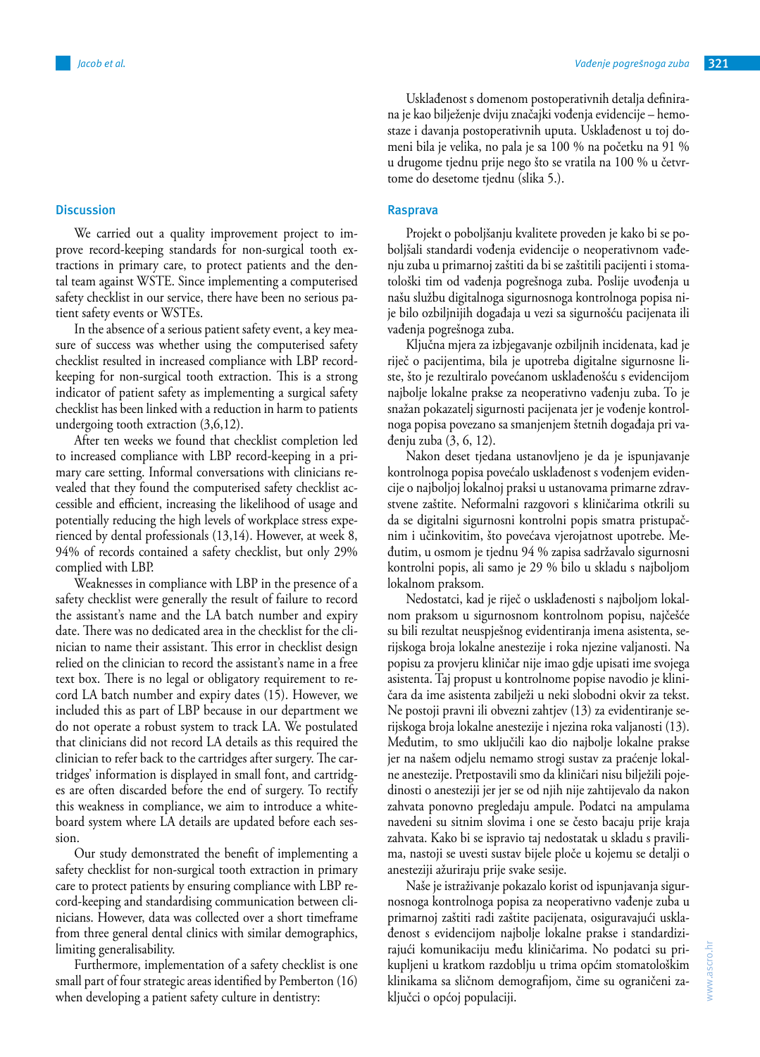## Discussion

We carried out a quality improvement project to improve record-keeping standards for non-surgical tooth extractions in primary care, to protect patients and the dental team against WSTE. Since implementing a computerised safety checklist in our service, there have been no serious patient safety events or WSTEs.

In the absence of a serious patient safety event, a key measure of success was whether using the computerised safety checklist resulted in increased compliance with LBP record-keeping for non-surgical tooth extraction. This is a strong indicator of patient safety as implementing a surgical safety checklist has been linked with a reduction in harm to patients undergoing tooth extraction (3,6,12).

After ten weeks we found that checklist completion led to increased compliance with LBP record-keeping in a primary care setting. Informal conversations with clinicians revealed that they found the computerised safety checklist accessible and efficient, increasing the likelihood of usage and potentially reducing the high levels of workplace stress experienced by dental professionals (13,14). However, at week 8, 94% of records contained a safety checklist, but only 29% complied with LBP.

Weaknesses in compliance with LBP in the presence of a safety checklist were generally the result of failure to record the assistant's name and the LA batch number and expiry date. There was no dedicated area in the checklist for the clinician to name their assistant. This error in checklist design relied on the clinician to record the assistant's name in a free text box. There is no legal or obligatory requirement to record LA batch number and expiry dates (15). However, we included this as part of LBP because in our department we do not operate a robust system to track LA. We postulated that clinicians did not record LA details as this required the clinician to refer back to the cartridges after surgery. The cartridges' information is displayed in small font, and cartridges are often discarded before the end of surgery. To rectify this weakness in compliance, we aim to introduce a whiteboard system where LA details are updated before each session.

Our study demonstrated the benefit of implementing a safety checklist for non-surgical tooth extraction in primary care to protect patients by ensuring compliance with LBP record-keeping and standardising communication between clinicians. However, data was collected over a short timeframe from three general dental clinics with similar demographics, limiting generalisability.

Furthermore, implementation of a safety checklist is one small part of four strategic areas identified by Pemberton (16) when developing a patient safety culture in dentistry:

Usklađenost s domenom postoperativnih detalja definirana je kao bilježenje dviju značajki vođenja evidencije – hemostaze i davanja postoperativnih uputa. Usklađenost u toj domeni bila je velika, no pala je sa 100 % na početku na 91 % u drugome tjednu prije nego što se vratila na 100 % u četvrtome do desetome tjednu (slika 5.).

## Rasprava

Projekt o poboljšanju kvalitete proveden je kako bi se poboljšali standardi vođenja evidencije o neoperativnom vađenju zuba u primarnoj zaštiti da bi se zaštitili pacijenti i stomatološki tim od vađenja pogrešnoga zuba. Poslije uvođenja u našu službu digitalnoga sigurnosnoga kontrolnoga popisa nije bilo ozbiljnijih događaja u vezi sa sigurnošću pacijenata ili vađenja pogrešnoga zuba.

Ključna mjera za izbjegavanje ozbiljnih incidenata, kad je riječ o pacijentima, bila je upotreba digitalne sigurnosne liste, što je rezultiralo povećanom usklađenošću s evidencijom najbolje lokalne prakse za neoperativno vađenju zuba. To je snažan pokazatelj sigurnosti pacijenata jer je vođenje kontrolnoga popisa povezano sa smanjenjem štetnih događaja pri vađenju zuba (3, 6, 12).

Nakon deset tjedana ustanovljeno je da je ispunjavanje kontrolnoga popisa povećalo usklađenost s vođenjem evidencije o najboljoj lokalnoj praksi u ustanovama primarne zdravstvene zaštite. Neformalni razgovori s kliničarima otkrili su da se digitalni sigurnosni kontrolni popis smatra pristupačnim i učinkovitim, što povećava vjerojatnost upotrebe. Međutim, u osmom je tjednu 94 % zapisa sadržavalo sigurnosni kontrolni popis, ali samo je 29 % bilo u skladu s najboljom lokalnom praksom.

Nedostatci, kad je riječ o usklađenosti s najboljom lokalnom praksom u sigurnosnom kontrolnom popisu, najčešće su bili rezultat neuspješnog evidentiranja imena asistenta, serijskoga broja lokalne anestezije i roka njezine valjanosti. Na popisu za provjeru kliničar nije imao gdje upisati ime svojega asistenta. Taj propust u kontrolnome popise navodio je kliničara da ime asistenta zabilježi u neki slobodni okvir za tekst. Ne postoji pravni ili obvezni zahtjev (13) za evidentiranje serijskoga broja lokalne anestezije i njezina roka valjanosti (13). Međutim, to smo uključili kao dio najbolje lokalne prakse jer na našem odjelu nemamo strogi sustav za praćenje lokalne anestezije. Pretpostavili smo da kliničari nisu bilježili pojedinosti o anesteziji jer jer se od njih nije zahtijevalo da nakon zahvata ponovno pregledaju ampule. Podatci na ampulama navedeni su sitnim slovima i one se često bacaju prije kraja zahvata. Kako bi se ispravio taj nedostatak u skladu s pravilima, nastoji se uvesti sustav bijele ploče u kojemu se detalji o anesteziji ažuriraju prije svake sesije.

Naše je istraživanje pokazalo korist od ispunjavanja sigurnosnoga kontrolnoga popisa za neoperativno vađenje zuba u primarnoj zaštiti radi zaštite pacijenata, osiguravajući usklađenost s evidencijom najbolje lokalne prakse i standardizirajući komunikaciju među kliničarima. No podatci su prikupljeni u kratkom razdoblju u trima općim stomatološkim klinikama sa sličnom demografijom, čime su ograničeni zaključci o općoj populaciji.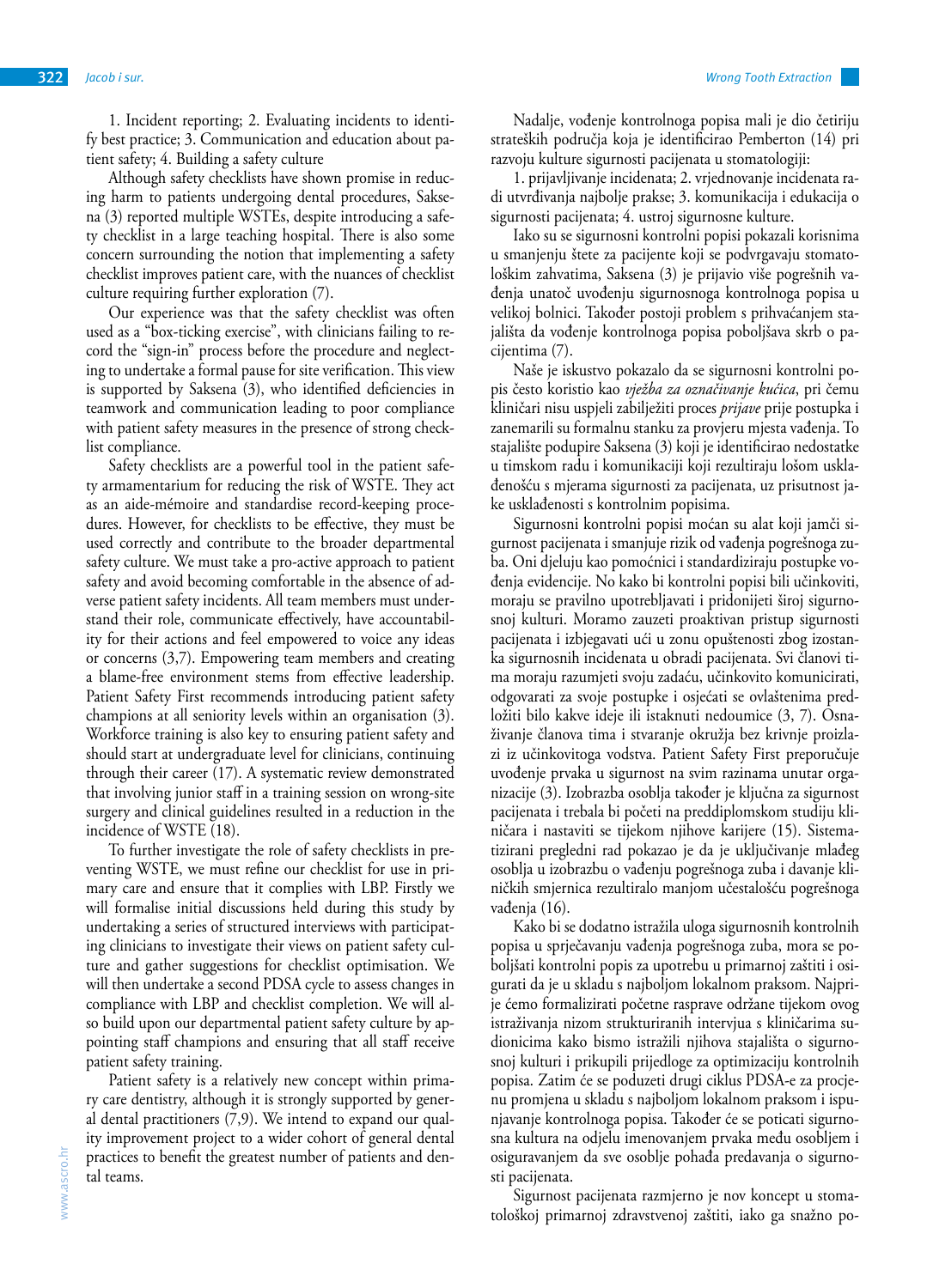1. Incident reporting; 2. Evaluating incidents to identify best practice; 3. Communication and education about patient safety; 4. Building a safety culture

Although safety checklists have shown promise in reducing harm to patients undergoing dental procedures, Saksena (3) reported multiple WSTEs, despite introducing a safety checklist in a large teaching hospital. There is also some concern surrounding the notion that implementing a safety checklist improves patient care, with the nuances of checklist culture requiring further exploration (7).

Our experience was that the safety checklist was often used as a "box-ticking exercise", with clinicians failing to record the "sign-in" process before the procedure and neglecting to undertake a formal pause for site verification. This view is supported by Saksena (3), who identified deficiencies in teamwork and communication leading to poor compliance with patient safety measures in the presence of strong checklist compliance.

Safety checklists are a powerful tool in the patient safety armamentarium for reducing the risk of WSTE. They act as an aide-mémoire and standardise record-keeping procedures. However, for checklists to be effective, they must be used correctly and contribute to the broader departmental safety culture. We must take a pro-active approach to patient safety and avoid becoming comfortable in the absence of adverse patient safety incidents. All team members must understand their role, communicate effectively, have accountability for their actions and feel empowered to voice any ideas or concerns (3,7). Empowering team members and creating a blame-free environment stems from effective leadership. Patient Safety First recommends introducing patient safety champions at all seniority levels within an organisation (3). Workforce training is also key to ensuring patient safety and should start at undergraduate level for clinicians, continuing through their career (17). A systematic review demonstrated that involving junior staff in a training session on wrong-site surgery and clinical guidelines resulted in a reduction in the incidence of WSTE (18).

To further investigate the role of safety checklists in preventing WSTE, we must refine our checklist for use in primary care and ensure that it complies with LBP. Firstly we will formalise initial discussions held during this study by undertaking a series of structured interviews with participating clinicians to investigate their views on patient safety culture and gather suggestions for checklist optimisation. We will then undertake a second PDSA cycle to assess changes in compliance with LBP and checklist completion. We will also build upon our departmental patient safety culture by appointing staff champions and ensuring that all staff receive patient safety training.

Patient safety is a relatively new concept within primary care dentistry, although it is strongly supported by general dental practitioners (7,9). We intend to expand our quality improvement project to a wider cohort of general dental practices to benefit the greatest number of patients and dental teams.

Nadalje, vođenje kontrolnoga popisa mali je dio četiriju strateških područja koja je identificirao Pemberton (14) pri razvoju kulture sigurnosti pacijenata u stomatologiji:

1. prijavljivanje incidenata; 2. vrjednovanje incidenata radi utvrđivanja najbolje prakse; 3. komunikacija i edukacija o sigurnosti pacijenata; 4. ustroj sigurnosne kulture.

Iako su se sigurnosni kontrolni popisi pokazali korisnima u smanjenju štete za pacijente koji se podvrgavaju stomatološkim zahvatima, Saksena (3) je prijavio više pogrešnih vađenja unatoč uvođenju sigurnosnoga kontrolnoga popisa u velikoj bolnici. Također postoji problem s prihvaćanjem stajališta da vođenje kontrolnoga popisa poboljšava skrb o pacijentima (7).

Naše je iskustvo pokazalo da se sigurnosni kontrolni popis često koristio kao *vježba za označivanje kućica*, pri čemu kliničari nisu uspjeli zabilježiti proces *prijave* prije postupka i zanemarili su formalnu stanku za provjeru mjesta vađenja. To stajalište podupire Saksena (3) koji je identificirao nedostatke u timskom radu i komunikaciji koji rezultiraju lošom usklađenošću s mjerama sigurnosti za pacijenata, uz prisutnost jake usklađenosti s kontrolnim popisima.

Sigurnosni kontrolni popisi moćan su alat koji jamči sigurnost pacijenata i smanjuje rizik od vađenja pogrešnoga zuba. Oni djeluju kao pomoćnici i standardiziraju postupke vođenja evidencije. No kako bi kontrolni popisi bili učinkoviti, moraju se pravilno upotrebljavati i pridonijeti široj sigurnosnoj kulturi. Moramo zauzeti proaktivan pristup sigurnosti pacijenata i izbjegavati ući u zonu opuštenosti zbog izostanka sigurnosnih incidenata u obradi pacijenata. Svi članovi tima moraju razumjeti svoju zadaću, učinkovito komunicirati, odgovarati za svoje postupke i osjećati se ovlaštenima predložiti bilo kakve ideje ili istaknuti nedoumice (3, 7). Osnaživanje članova tima i stvaranje okružja bez krivnje proizlazi iz učinkovitoga vodstva. Patient Safety First preporučuje uvođenje prvaka u sigurnost na svim razinama unutar organizacije (3). Izobrazba osoblja također je ključna za sigurnost pacijenata i trebala bi početi na preddiplomskom studiju kliničara i nastaviti se tijekom njihove karijere (15). Sistematizirani pregledni rad pokazao je da je uključivanje mlađeg osoblja u izobrazbu o vađenju pogrešnoga zuba i davanje kliničkih smjernica rezultiralo manjom učestalošću pogrešnoga vađenja (16).

Kako bi se dodatno istražila uloga sigurnosnih kontrolnih popisa u sprječavanju vađenja pogrešnoga zuba, mora se poboljšati kontrolni popis za upotrebu u primarnoj zaštiti i osigurati da je u skladu s najboljom lokalnom praksom. Najprije ćemo formalizirati početne rasprave održane tijekom ovog istraživanja nizom strukturiranih intervjua s kliničarima sudionicima kako bismo istražili njihova stajališta o sigurnosnoj kulturi i prikupili prijedloge za optimizaciju kontrolnih popisa. Zatim će se poduzeti drugi ciklus PDSA-e za procjenu promjena u skladu s najboljom lokalnom praksom i ispunjavanje kontrolnoga popisa. Također će se poticati sigurnosna kultura na odjelu imenovanjem prvaka među osobljem i osiguravanjem da sve osoblje pohađa predavanja o sigurnosti pacijenata.

Sigurnost pacijenata razmjerno je nov koncept u stomatološkoj primarnoj zdravstvenoj zaštiti, iako ga snažno po-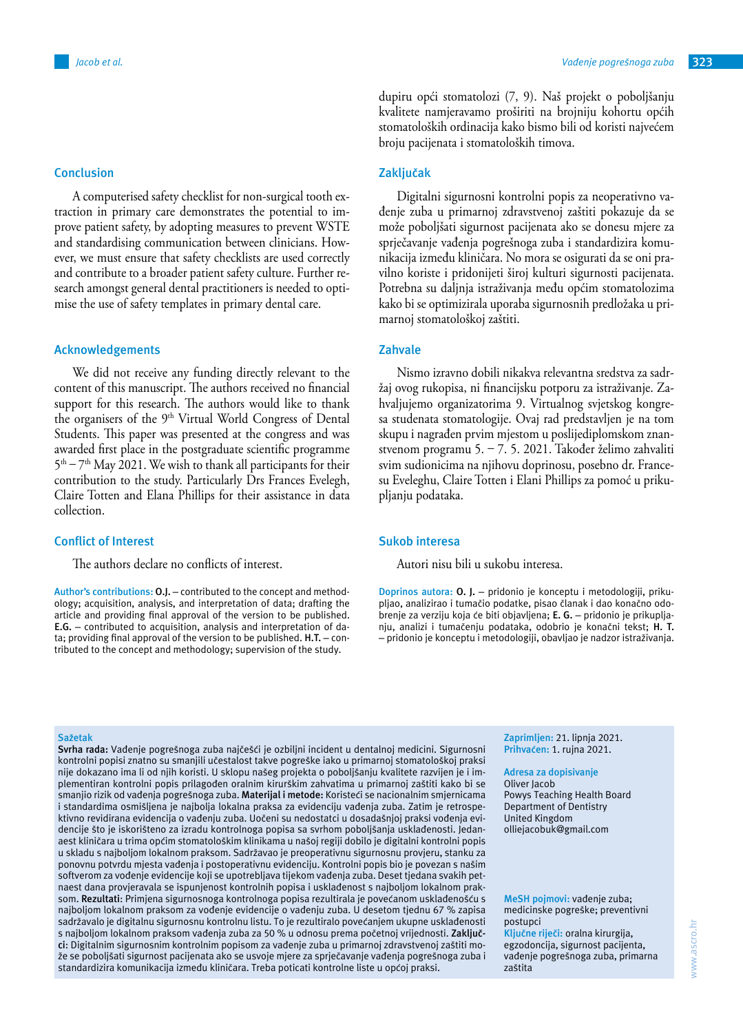dupiru opći stomatolozi (7, 9). Naš projekt o poboljšanju kvalitete namjeravamo proširiti na brojniju kohortu općih stomatoloških ordinacija kako bismo bili od koristi najvećem broju pacijenata i stomatoloških timova.

## Conclusion

A computerised safety checklist for non-surgical tooth extraction in primary care demonstrates the potential to improve patient safety, by adopting measures to prevent WSTE and standardising communication between clinicians. However, we must ensure that safety checklists are used correctly and contribute to a broader patient safety culture. Further research amongst general dental practitioners is needed to optimise the use of safety templates in primary dental care.

## Acknowledgements

We did not receive any funding directly relevant to the content of this manuscript. The authors received no financial support for this research. The authors would like to thank the organisers of the 9th Virtual World Congress of Dental Students. This paper was presented at the congress and was awarded first place in the postgraduate scientific programme 5th – 7th May 2021. We wish to thank all participants for their contribution to the study. Particularly Drs Frances Evelegh, Claire Totten and Elana Phillips for their assistance in data collection.

## Conflict of Interest

The authors declare no conflicts of interest.

**Author's contributions: O.J.** – contributed to the concept and methodology; acquisition, analysis, and interpretation of data; drafting the article and providing final approval of the version to be published. **E.G.** – contributed to acquisition, analysis and interpretation of data; providing final approval of the version to be published. **H.T.** – contributed to the concept and methodology; supervision of the study.

## Zaključak

Digitalni sigurnosni kontrolni popis za neoperativno vađenje zuba u primarnoj zdravstvenoj zaštiti pokazuje da se može poboljšati sigurnost pacijenata ako se donesu mjere za sprječavanje vađenja pogrešnoga zuba i standardizira komunikacija između kliničara. No mora se osigurati da se oni pravilno koriste i pridonijeti široj kulturi sigurnosti pacijenata. Potrebna su daljnja istraživanja među općim stomatolozima kako bi se optimizirala uporaba sigurnosnih predložaka u primarnoj stomatološkoj zaštiti.

## Zahvale

Nismo izravno dobili nikakva relevantna sredstva za sadržaj ovog rukopisa, ni financijsku potporu za istraživanje. Zahvaljujemo organizatorima 9. Virtualnog svjetskog kongresa studenata stomatologije. Ovaj rad predstavljen je na tom skupu i nagrađen prvim mjestom u poslijediplomskom znanstvenom programu 5. – 7. 5. 2021. Također želimo zahvaliti svim sudionicima na njihovu doprinosu, posebno dr. Francesu Eveleghu, Claire Totten i Elani Phillips za pomoć u prikupljanju podataka.

## Sukob interesa

Autori nisu bili u sukobu interesa.

**Doprinos autora: O. J.** – pridonio je konceptu i metodologiji, prikupljao, analizirao i tumačio podatke, pisao članak i dao konačno odobrenje za verziju koja će biti objavljena; **E. G.** – pridonio je prikupljanju, analizi i tumačenju podataka, odobrio je konačni tekst; **H. T.** – pridonio je konceptu i metodologiji, obavljao je nadzor istraživanja.

**Sažetak**

**Svrha rada:** Vađenje pogrešnoga zuba najčešći je ozbiljni incident u dentalnoj medicini. Sigurnosni kontrolni popisi znatno su smanjili učestalost takve pogreške iako u primarnoj stomatološkoj praksi nije dokazano ima li od njih koristi. U sklopu našeg projekta o poboljšanju kvalitete razvijen je i implementiran kontrolni popis prilagođen oralnim kirurškim zahvatima u primarnoj zaštiti kako bi se smanjio rizik od vađenja pogrešnoga zuba. **Materijal i metode:** Koristeći se nacionalnim smjernicama i standardima osmišljena je najbolja lokalna praksa za evidenciju vađenja zuba. Zatim je retrospektivno revidirana evidencija o vađenju zuba. Uočeni su nedostatci u dosadašnjoj praksi vođenja evidencije što je iskorišteno za izradu kontrolnoga popisa sa svrhom poboljšanja usklađenosti. Jedanaest kliničara u trima općim stomatološkim klinikama u našoj regiji dobilo je digitalni kontrolni popis u skladu s najboljom lokalnom praksom. Sadržavao je preoperativnu sigurnosnu provjeru, stanku za ponovnu potvrdu mjesta vađenja i postoperativnu evidenciju. Kontrolni popis bio je povezan s našim softverom za vođenje evidencije koji se upotrebljava tijekom vađenja zuba. Deset tjedana svakih petnaest dana provjeravala se ispunjenost kontrolnih popisa i usklađenost s najboljom lokalnom praksom. **Rezultati:** Primjena sigurnosnoga kontrolnoga popisa rezultirala je povećanom usklađenošću s najboljom lokalnom praksom za vođenje evidencije o vađenju zuba. U desetom tjednu 67 % zapisa sadržavalo je digitalnu sigurnosnu kontrolnu listu. To je rezultiralo povećanjem ukupne usklađenosti s najboljom lokalnom praksom vađenja zuba za 50 % u odnosu prema početnoj vrijednosti. **Zaključci:** Digitalnim sigurnosnim kontrolnim popisom za vađenje zuba u primarnoj zdravstvenoj zaštiti može se poboljšati sigurnost pacijenata ako se usvoje mjere za sprječavanje vađenja pogrešnoga zuba i standardizira komunikacija između kliničara. Treba poticati kontrolne liste u općoj praksi.

**Zaprimljen:** 21. lipnja 2021.
**Prihvaćen:** 1. rujna 2021.

**Adresa za dopisivanje**
Oliver Jacob
Powys Teaching Health Board
Department of Dentistry
United Kingdom
olliejacobuk@gmail.com

**MeSH pojmovi:** vađenje zuba; medicinske pogreške; preventivni postupci
**Ključne riječi:** oralna kirurgija, egzodoncija, sigurnost pacijenta, vađenje pogrešnoga zuba, primarna zaštita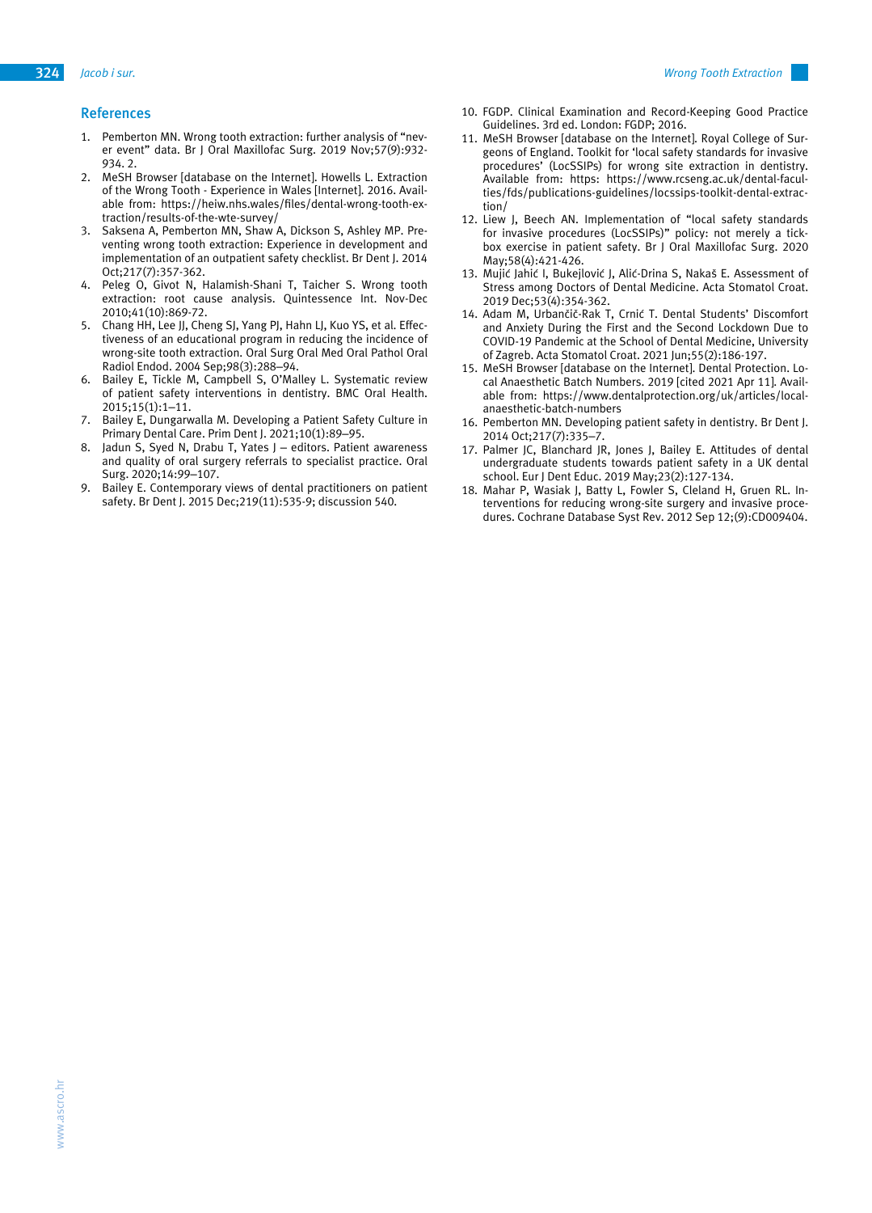## References

1. Pemberton MN. Wrong tooth extraction: further analysis of "never event" data. Br J Oral Maxillofac Surg. 2019 Nov;57(9):932-934. 2.
2. MeSH Browser [database on the Internet]. Howells L. Extraction of the Wrong Tooth - Experience in Wales [Internet]. 2016. Available from: https://heiw.nhs.wales/files/dental-wrong-tooth-extraction/results-of-the-wte-survey/
3. Saksena A, Pemberton MN, Shaw A, Dickson S, Ashley MP. Preventing wrong tooth extraction: Experience in development and implementation of an outpatient safety checklist. Br Dent J. 2014 Oct;217(7):357-362.
4. Peleg O, Givot N, Halamish-Shani T, Taicher S. Wrong tooth extraction: root cause analysis. Quintessence Int. Nov-Dec 2010;41(10):869-72.
5. Chang HH, Lee JJ, Cheng SJ, Yang PJ, Hahn LJ, Kuo YS, et al. Effectiveness of an educational program in reducing the incidence of wrong-site tooth extraction. Oral Surg Oral Med Oral Pathol Oral Radiol Endod. 2004 Sep;98(3):288–94.
6. Bailey E, Tickle M, Campbell S, O'Malley L. Systematic review of patient safety interventions in dentistry. BMC Oral Health. 2015;15(1):1–11.
7. Bailey E, Dungarwalla M. Developing a Patient Safety Culture in Primary Dental Care. Prim Dent J. 2021;10(1):89–95.
8. Jadun S, Syed N, Drabu T, Yates J – editors. Patient awareness and quality of oral surgery referrals to specialist practice. Oral Surg. 2020;14:99–107.
9. Bailey E. Contemporary views of dental practitioners on patient safety. Br Dent J. 2015 Dec;219(11):535-9; discussion 540.
10. FGDP. Clinical Examination and Record-Keeping Good Practice Guidelines. 3rd ed. London: FGDP; 2016.
11. MeSH Browser [database on the Internet]. Royal College of Surgeons of England. Toolkit for 'local safety standards for invasive procedures' (LocSSIPs) for wrong site extraction in dentistry. Available from: https: https://www.rcseng.ac.uk/dental-faculties/fds/publications-guidelines/locssips-toolkit-dental-extraction/
12. Liew J, Beech AN. Implementation of "local safety standards for invasive procedures (LocSSIPs)" policy: not merely a tick-box exercise in patient safety. Br J Oral Maxillofac Surg. 2020 May;58(4):421-426.
13. Mujić Jahić I, Bukejlović J, Alić-Drina S, Nakaš E. Assessment of Stress among Doctors of Dental Medicine. Acta Stomatol Croat. 2019 Dec;53(4):354-362.
14. Adam M, Urbančič-Rak T, Crnić T. Dental Students' Discomfort and Anxiety During the First and the Second Lockdown Due to COVID-19 Pandemic at the School of Dental Medicine, University of Zagreb. Acta Stomatol Croat. 2021 Jun;55(2):186-197.
15. MeSH Browser [database on the Internet]. Dental Protection. Local Anaesthetic Batch Numbers. 2019 [cited 2021 Apr 11]. Available from: https://www.dentalprotection.org/uk/articles/local-anaesthetic-batch-numbers
16. Pemberton MN. Developing patient safety in dentistry. Br Dent J. 2014 Oct;217(7):335–7.
17. Palmer JC, Blanchard JR, Jones J, Bailey E. Attitudes of dental undergraduate students towards patient safety in a UK dental school. Eur J Dent Educ. 2019 May;23(2):127-134.
18. Mahar P, Wasiak J, Batty L, Fowler S, Cleland H, Gruen RL. Interventions for reducing wrong-site surgery and invasive procedures. Cochrane Database Syst Rev. 2012 Sep 12;(9):CD009404.